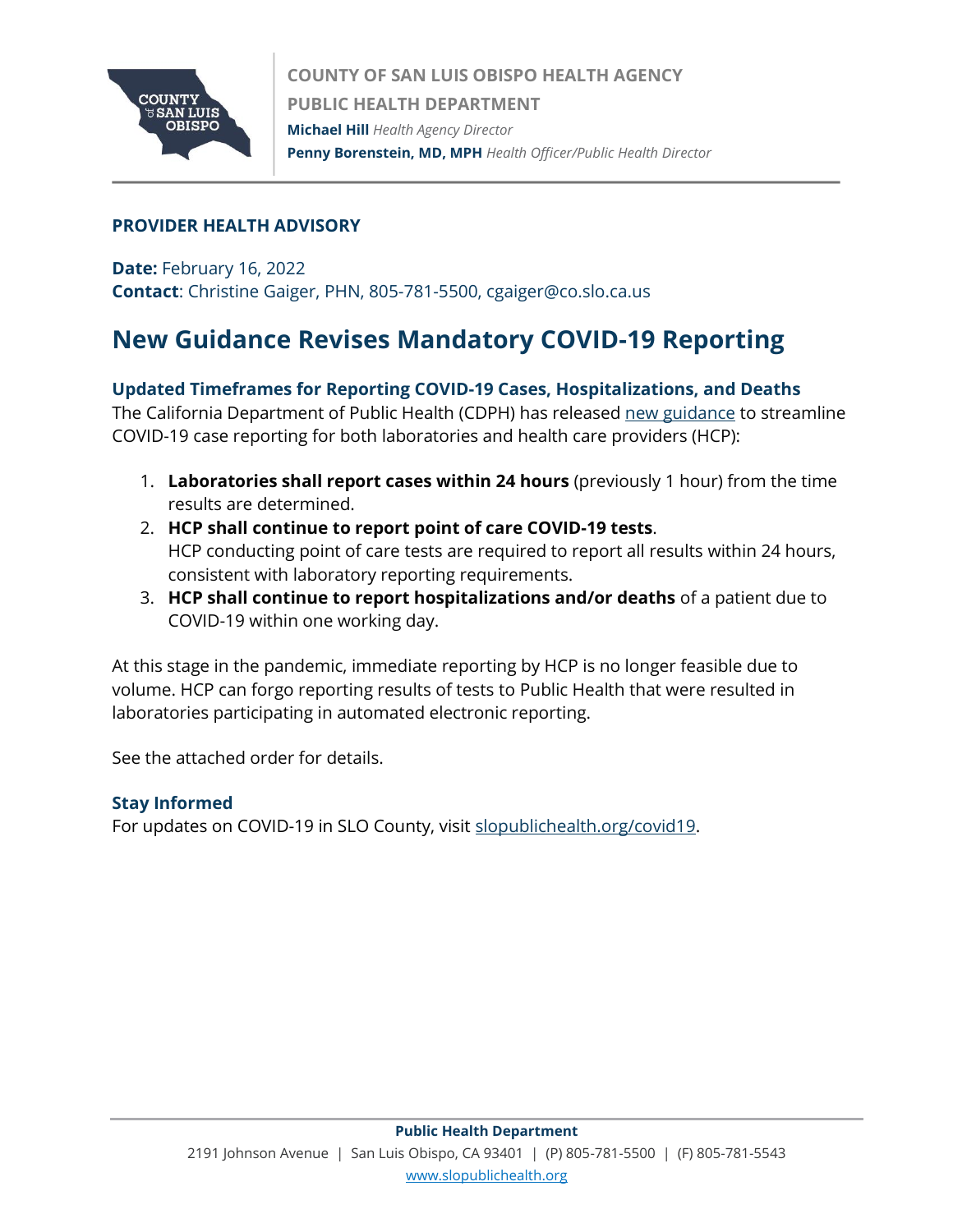**COUNTY OF SAN LUIS OBISPO HEALTH AGENCY**
**PUBLIC HEALTH DEPARTMENT**
**Michael Hill** *Health Agency Director*
**Penny Borenstein, MD, MPH** *Health Officer/Public Health Director*

**PROVIDER HEALTH ADVISORY**

**Date:** February 16, 2022
**Contact**: Christine Gaiger, PHN, 805-781-5500, cgaiger@co.slo.ca.us

# New Guidance Revises Mandatory COVID-19 Reporting

### Updated Timeframes for Reporting COVID-19 Cases, Hospitalizations, and Deaths

The California Department of Public Health (CDPH) has released new guidance to streamline COVID-19 case reporting for both laboratories and health care providers (HCP):

1. **Laboratories shall report cases within 24 hours** (previously 1 hour) from the time results are determined.
2. **HCP shall continue to report point of care COVID-19 tests**.
   HCP conducting point of care tests are required to report all results within 24 hours, consistent with laboratory reporting requirements.
3. **HCP shall continue to report hospitalizations and/or deaths** of a patient due to COVID-19 within one working day.

At this stage in the pandemic, immediate reporting by HCP is no longer feasible due to volume. HCP can forgo reporting results of tests to Public Health that were resulted in laboratories participating in automated electronic reporting.

See the attached order for details.

### Stay Informed

For updates on COVID-19 in SLO County, visit slopublichealth.org/covid19.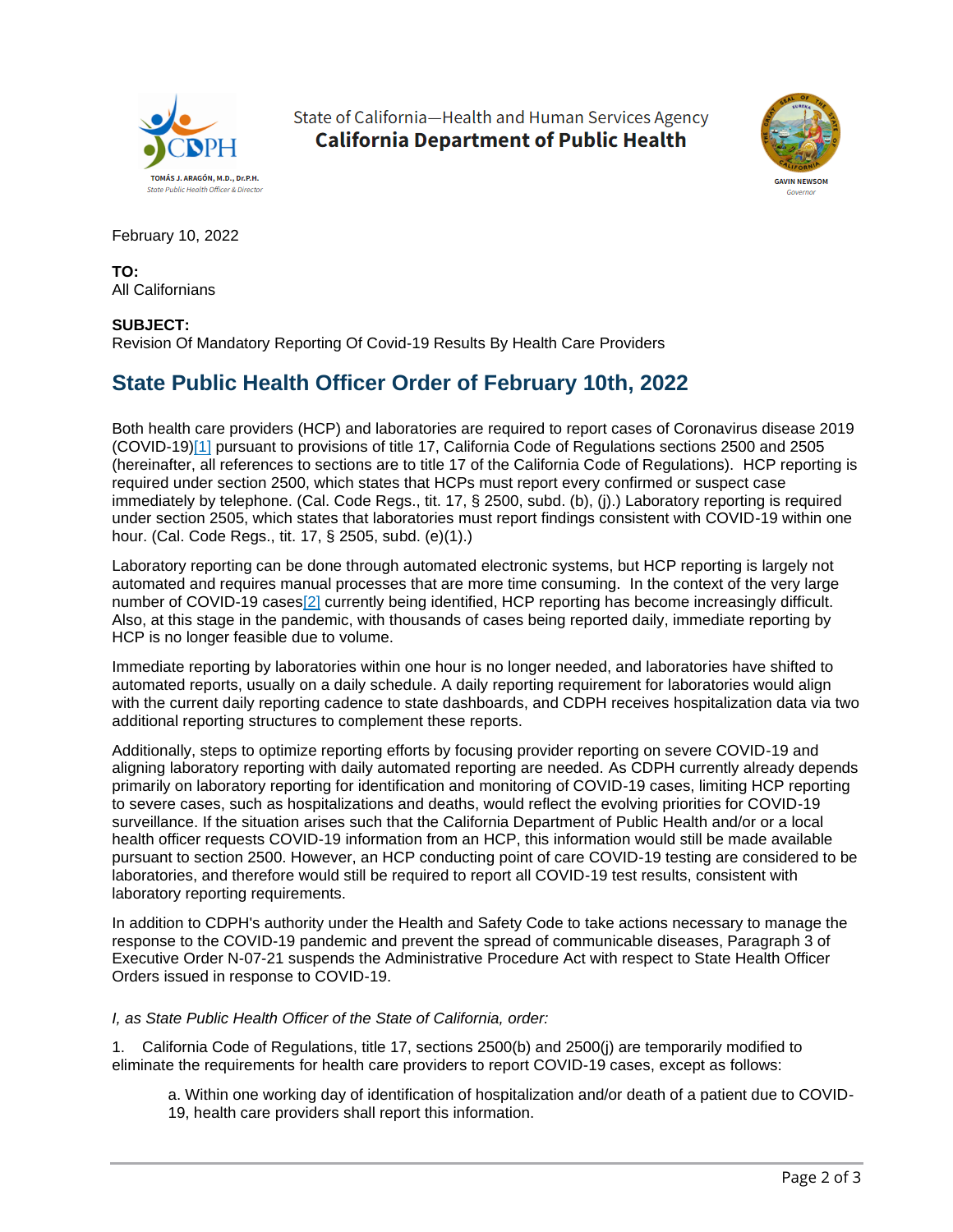State of California—Health and Human Services Agency
**California Department of Public Health**

TOMÁS J. ARAGÓN, M.D., Dr.P.H.
*State Public Health Officer & Director*

GAVIN NEWSOM
*Governor*

February 10, 2022

**TO:**
All Californians

**SUBJECT:**
Revision Of Mandatory Reporting Of Covid-19 Results By Health Care Providers

## State Public Health Officer Order of February 10th, 2022

Both health care providers (HCP) and laboratories are required to report cases of Coronavirus disease 2019 (COVID-19)[1] pursuant to provisions of title 17, California Code of Regulations sections 2500 and 2505 (hereinafter, all references to sections are to title 17 of the California Code of Regulations). HCP reporting is required under section 2500, which states that HCPs must report every confirmed or suspect case immediately by telephone. (Cal. Code Regs., tit. 17, § 2500, subd. (b), (j).) Laboratory reporting is required under section 2505, which states that laboratories must report findings consistent with COVID-19 within one hour. (Cal. Code Regs., tit. 17, § 2505, subd. (e)(1).)

Laboratory reporting can be done through automated electronic systems, but HCP reporting is largely not automated and requires manual processes that are more time consuming. In the context of the very large number of COVID-19 cases[2] currently being identified, HCP reporting has become increasingly difficult. Also, at this stage in the pandemic, with thousands of cases being reported daily, immediate reporting by HCP is no longer feasible due to volume.

Immediate reporting by laboratories within one hour is no longer needed, and laboratories have shifted to automated reports, usually on a daily schedule. A daily reporting requirement for laboratories would align with the current daily reporting cadence to state dashboards, and CDPH receives hospitalization data via two additional reporting structures to complement these reports.

Additionally, steps to optimize reporting efforts by focusing provider reporting on severe COVID-19 and aligning laboratory reporting with daily automated reporting are needed. As CDPH currently already depends primarily on laboratory reporting for identification and monitoring of COVID-19 cases, limiting HCP reporting to severe cases, such as hospitalizations and deaths, would reflect the evolving priorities for COVID-19 surveillance. If the situation arises such that the California Department of Public Health and/or or a local health officer requests COVID-19 information from an HCP, this information would still be made available pursuant to section 2500. However, an HCP conducting point of care COVID-19 testing are considered to be laboratories, and therefore would still be required to report all COVID-19 test results, consistent with laboratory reporting requirements.

In addition to CDPH's authority under the Health and Safety Code to take actions necessary to manage the response to the COVID-19 pandemic and prevent the spread of communicable diseases, Paragraph 3 of Executive Order N-07-21 suspends the Administrative Procedure Act with respect to State Health Officer Orders issued in response to COVID-19.

*I, as State Public Health Officer of the State of California, order:*

1. California Code of Regulations, title 17, sections 2500(b) and 2500(j) are temporarily modified to eliminate the requirements for health care providers to report COVID-19 cases, except as follows:

   a. Within one working day of identification of hospitalization and/or death of a patient due to COVID-19, health care providers shall report this information.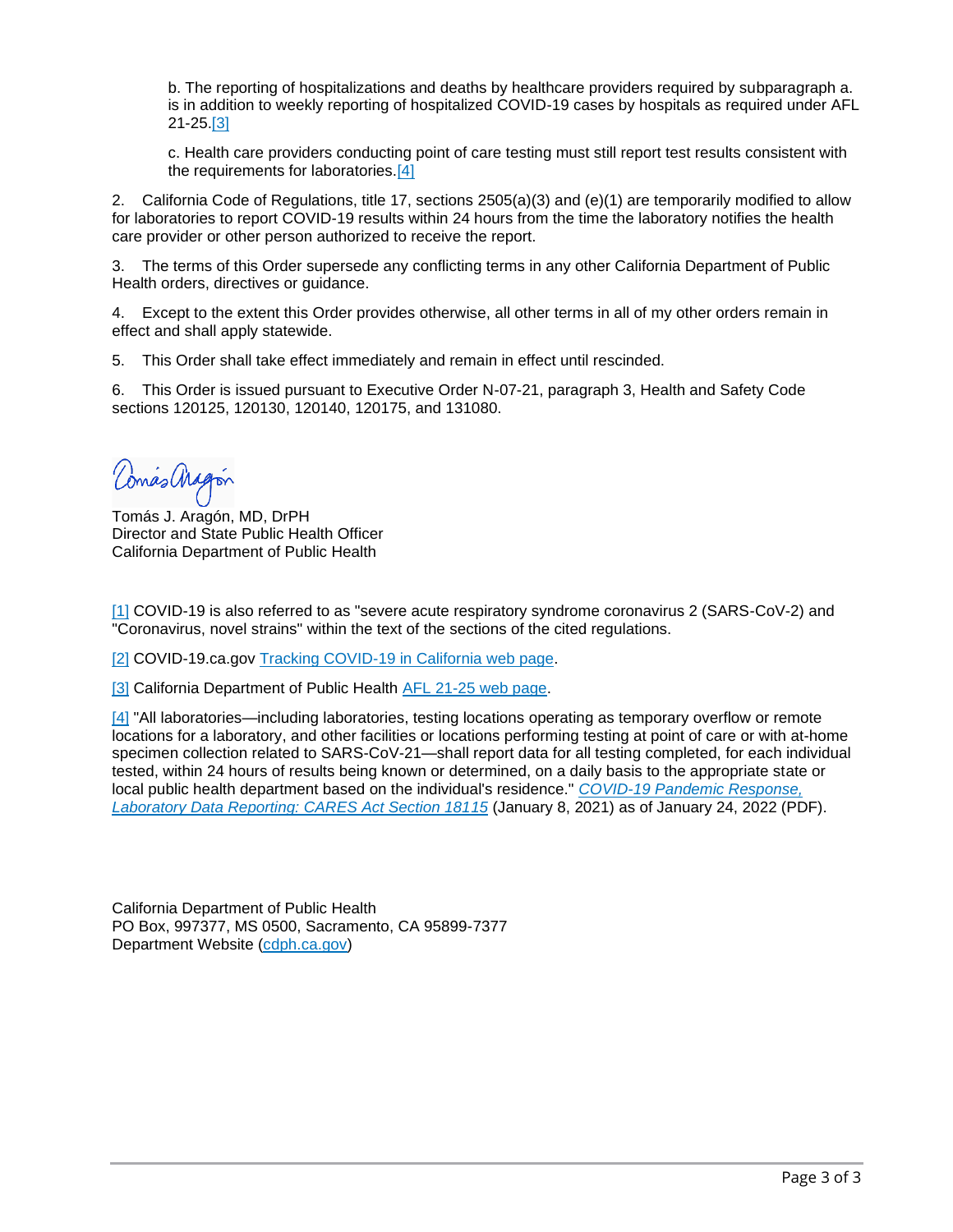b. The reporting of hospitalizations and deaths by healthcare providers required by subparagraph a. is in addition to weekly reporting of hospitalized COVID-19 cases by hospitals as required under AFL 21-25.[3]

c. Health care providers conducting point of care testing must still report test results consistent with the requirements for laboratories.[4]

2. California Code of Regulations, title 17, sections 2505(a)(3) and (e)(1) are temporarily modified to allow for laboratories to report COVID-19 results within 24 hours from the time the laboratory notifies the health care provider or other person authorized to receive the report.

3. The terms of this Order supersede any conflicting terms in any other California Department of Public Health orders, directives or guidance.

4. Except to the extent this Order provides otherwise, all other terms in all of my other orders remain in effect and shall apply statewide.

5. This Order shall take effect immediately and remain in effect until rescinded.

6. This Order is issued pursuant to Executive Order N-07-21, paragraph 3, Health and Safety Code sections 120125, 120130, 120140, 120175, and 131080.

Tomás J. Aragón, MD, DrPH
Director and State Public Health Officer
California Department of Public Health

[1] COVID-19 is also referred to as "severe acute respiratory syndrome coronavirus 2 (SARS-CoV-2) and "Coronavirus, novel strains" within the text of the sections of the cited regulations.

[2] COVID-19.ca.gov Tracking COVID-19 in California web page.

[3] California Department of Public Health AFL 21-25 web page.

[4] "All laboratories—including laboratories, testing locations operating as temporary overflow or remote locations for a laboratory, and other facilities or locations performing testing at point of care or with at-home specimen collection related to SARS-CoV-21—shall report data for all testing completed, for each individual tested, within 24 hours of results being known or determined, on a daily basis to the appropriate state or local public health department based on the individual's residence." *COVID-19 Pandemic Response, Laboratory Data Reporting: CARES Act Section 18115* (January 8, 2021) as of January 24, 2022 (PDF).

California Department of Public Health
PO Box, 997377, MS 0500, Sacramento, CA 95899-7377
Department Website (cdph.ca.gov)